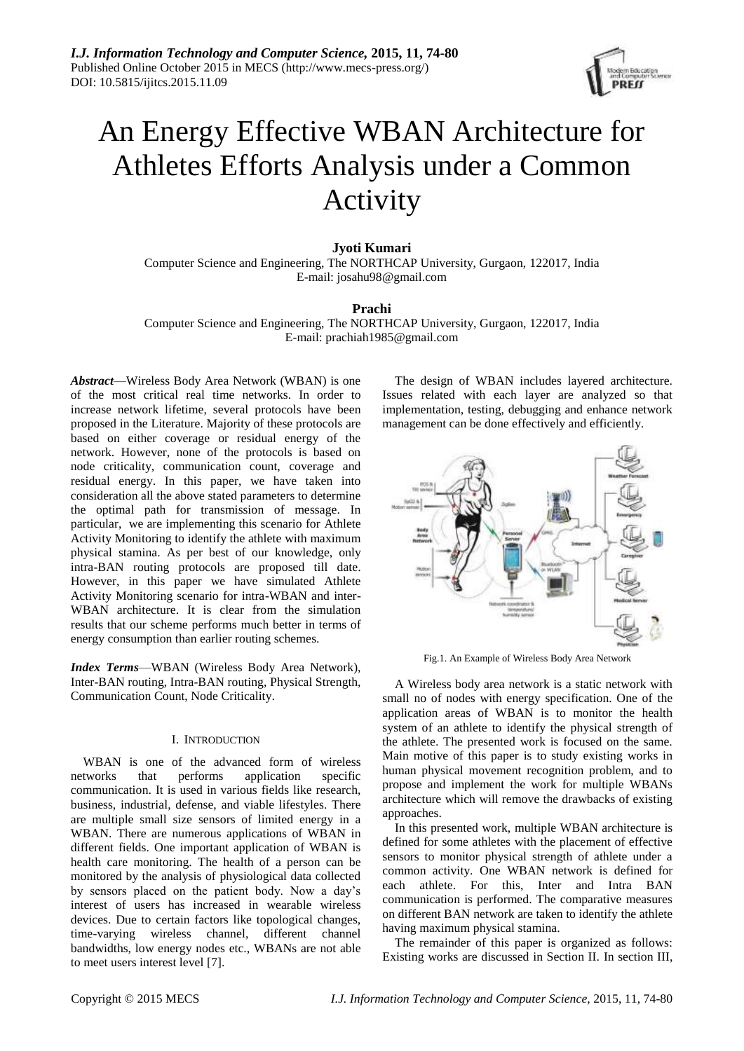# An Energy Effective WBAN Architecture for Athletes Efforts Analysis under a Common Activity

**Jyoti Kumari**

Computer Science and Engineering, The NORTHCAP University, Gurgaon, 122017, India
E-mail: josahu98@gmail.com

**Prachi**

Computer Science and Engineering, The NORTHCAP University, Gurgaon, 122017, India
E-mail: prachiah1985@gmail.com

***Abstract*****—**Wireless Body Area Network (WBAN) is one of the most critical real time networks. In order to increase network lifetime, several protocols have been proposed in the Literature. Majority of these protocols are based on either coverage or residual energy of the network. However, none of the protocols is based on node criticality, communication count, coverage and residual energy. In this paper, we have taken into consideration all the above stated parameters to determine the optimal path for transmission of message. In particular, we are implementing this scenario for Athlete Activity Monitoring to identify the athlete with maximum physical stamina. As per best of our knowledge, only intra-BAN routing protocols are proposed till date. However, in this paper we have simulated Athlete Activity Monitoring scenario for intra-WBAN and inter-WBAN architecture. It is clear from the simulation results that our scheme performs much better in terms of energy consumption than earlier routing schemes.

***Index Terms*****—**WBAN (Wireless Body Area Network), Inter-BAN routing, Intra-BAN routing, Physical Strength, Communication Count, Node Criticality.

## I. INTRODUCTION

WBAN is one of the advanced form of wireless networks that performs application specific communication. It is used in various fields like research, business, industrial, defense, and viable lifestyles. There are multiple small size sensors of limited energy in a WBAN. There are numerous applications of WBAN in different fields. One important application of WBAN is health care monitoring. The health of a person can be monitored by the analysis of physiological data collected by sensors placed on the patient body. Now a day's interest of users has increased in wearable wireless devices. Due to certain factors like topological changes, time-varying wireless channel, different channel bandwidths, low energy nodes etc., WBANs are not able to meet users interest level [7].

The design of WBAN includes layered architecture. Issues related with each layer are analyzed so that implementation, testing, debugging and enhance network management can be done effectively and efficiently.

Fig.1. An Example of Wireless Body Area Network

A Wireless body area network is a static network with small no of nodes with energy specification. One of the application areas of WBAN is to monitor the health system of an athlete to identify the physical strength of the athlete. The presented work is focused on the same. Main motive of this paper is to study existing works in human physical movement recognition problem, and to propose and implement the work for multiple WBANs architecture which will remove the drawbacks of existing approaches.

In this presented work, multiple WBAN architecture is defined for some athletes with the placement of effective sensors to monitor physical strength of athlete under a common activity. One WBAN network is defined for each athlete. For this, Inter and Intra BAN communication is performed. The comparative measures on different BAN network are taken to identify the athlete having maximum physical stamina.

The remainder of this paper is organized as follows: Existing works are discussed in Section II. In section III,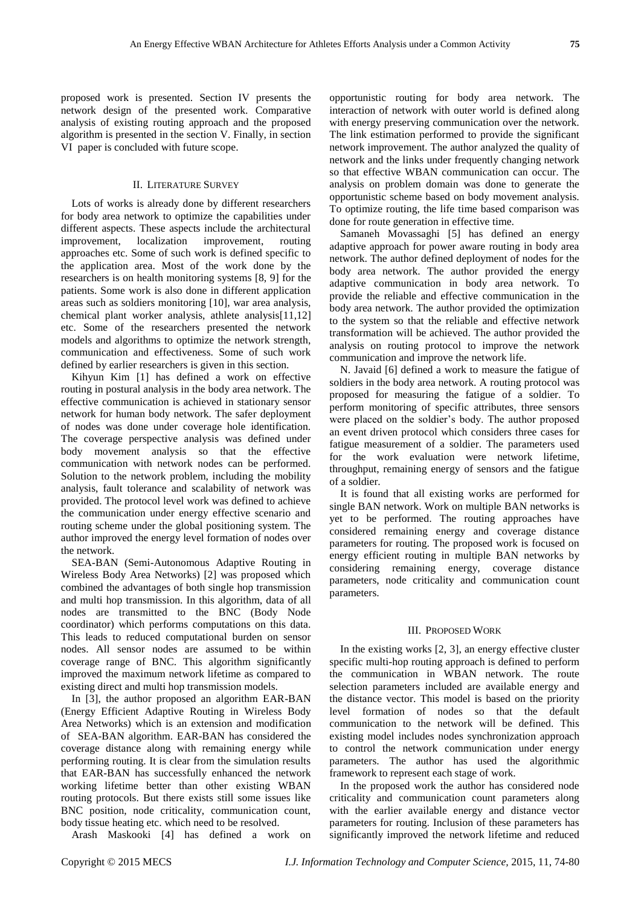proposed work is presented. Section IV presents the network design of the presented work. Comparative analysis of existing routing approach and the proposed algorithm is presented in the section V. Finally, in section VI paper is concluded with future scope.

## II. Literature Survey

Lots of works is already done by different researchers for body area network to optimize the capabilities under different aspects. These aspects include the architectural improvement, localization improvement, routing approaches etc. Some of such work is defined specific to the application area. Most of the work done by the researchers is on health monitoring systems [8, 9] for the patients. Some work is also done in different application areas such as soldiers monitoring [10], war area analysis, chemical plant worker analysis, athlete analysis[11,12] etc. Some of the researchers presented the network models and algorithms to optimize the network strength, communication and effectiveness. Some of such work defined by earlier researchers is given in this section.

Kihyun Kim [1] has defined a work on effective routing in postural analysis in the body area network. The effective communication is achieved in stationary sensor network for human body network. The safer deployment of nodes was done under coverage hole identification. The coverage perspective analysis was defined under body movement analysis so that the effective communication with network nodes can be performed. Solution to the network problem, including the mobility analysis, fault tolerance and scalability of network was provided. The protocol level work was defined to achieve the communication under energy effective scenario and routing scheme under the global positioning system. The author improved the energy level formation of nodes over the network.

SEA-BAN (Semi-Autonomous Adaptive Routing in Wireless Body Area Networks) [2] was proposed which combined the advantages of both single hop transmission and multi hop transmission. In this algorithm, data of all nodes are transmitted to the BNC (Body Node coordinator) which performs computations on this data. This leads to reduced computational burden on sensor nodes. All sensor nodes are assumed to be within coverage range of BNC. This algorithm significantly improved the maximum network lifetime as compared to existing direct and multi hop transmission models.

In [3], the author proposed an algorithm EAR-BAN (Energy Efficient Adaptive Routing in Wireless Body Area Networks) which is an extension and modification of SEA-BAN algorithm. EAR-BAN has considered the coverage distance along with remaining energy while performing routing. It is clear from the simulation results that EAR-BAN has successfully enhanced the network working lifetime better than other existing WBAN routing protocols. But there exists still some issues like BNC position, node criticality, communication count, body tissue heating etc. which need to be resolved.

Arash Maskooki [4] has defined a work on opportunistic routing for body area network. The interaction of network with outer world is defined along with energy preserving communication over the network. The link estimation performed to provide the significant network improvement. The author analyzed the quality of network and the links under frequently changing network so that effective WBAN communication can occur. The analysis on problem domain was done to generate the opportunistic scheme based on body movement analysis. To optimize routing, the life time based comparison was done for route generation in effective time.

Samaneh Movassaghi [5] has defined an energy adaptive approach for power aware routing in body area network. The author defined deployment of nodes for the body area network. The author provided the energy adaptive communication in body area network. To provide the reliable and effective communication in the body area network. The author provided the optimization to the system so that the reliable and effective network transformation will be achieved. The author provided the analysis on routing protocol to improve the network communication and improve the network life.

N. Javaid [6] defined a work to measure the fatigue of soldiers in the body area network. A routing protocol was proposed for measuring the fatigue of a soldier. To perform monitoring of specific attributes, three sensors were placed on the soldier's body. The author proposed an event driven protocol which considers three cases for fatigue measurement of a soldier. The parameters used for the work evaluation were network lifetime, throughput, remaining energy of sensors and the fatigue of a soldier.

It is found that all existing works are performed for single BAN network. Work on multiple BAN networks is yet to be performed. The routing approaches have considered remaining energy and coverage distance parameters for routing. The proposed work is focused on energy efficient routing in multiple BAN networks by considering remaining energy, coverage distance parameters, node criticality and communication count parameters.

## III. Proposed Work

In the existing works [2, 3], an energy effective cluster specific multi-hop routing approach is defined to perform the communication in WBAN network. The route selection parameters included are available energy and the distance vector. This model is based on the priority level formation of nodes so that the default communication to the network will be defined. This existing model includes nodes synchronization approach to control the network communication under energy parameters. The author has used the algorithmic framework to represent each stage of work.

In the proposed work the author has considered node criticality and communication count parameters along with the earlier available energy and distance vector parameters for routing. Inclusion of these parameters has significantly improved the network lifetime and reduced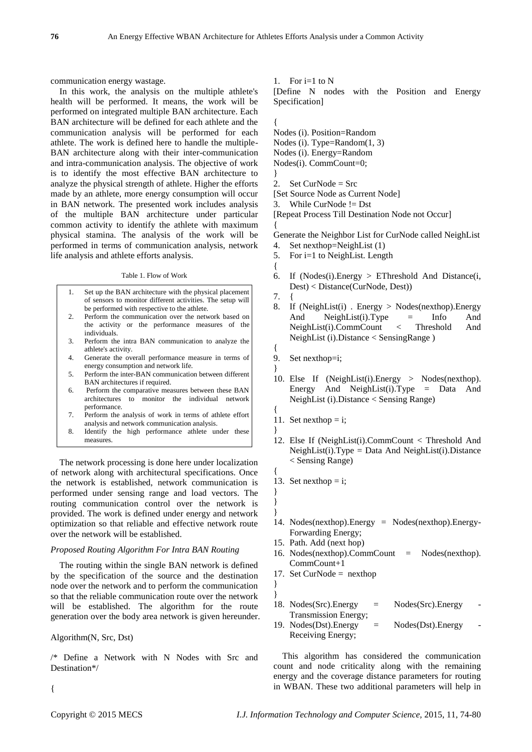communication energy wastage.

In this work, the analysis on the multiple athlete's health will be performed. It means, the work will be performed on integrated multiple BAN architecture. Each BAN architecture will be defined for each athlete and the communication analysis will be performed for each athlete. The work is defined here to handle the multiple-BAN architecture along with their inter-communication and intra-communication analysis. The objective of work is to identify the most effective BAN architecture to analyze the physical strength of athlete. Higher the efforts made by an athlete, more energy consumption will occur in BAN network. The presented work includes analysis of the multiple BAN architecture under particular common activity to identify the athlete with maximum physical stamina. The analysis of the work will be performed in terms of communication analysis, network life analysis and athlete efforts analysis.

Table 1. Flow of Work

| | |
|---|---|
| 1. | Set up the BAN architecture with the physical placement of sensors to monitor different activities. The setup will be performed with respective to the athlete. |
| 2. | Perform the communication over the network based on the activity or the performance measures of the individuals. |
| 3. | Perform the intra BAN communication to analyze the athlete's activity. |
| 4. | Generate the overall performance measure in terms of energy consumption and network life. |
| 5. | Perform the inter-BAN communication between different BAN architectures if required. |
| 6. | Perform the comparative measures between these BAN architectures to monitor the individual network performance. |
| 7. | Perform the analysis of work in terms of athlete effort analysis and network communication analysis. |
| 8. | Identify the high performance athlete under these measures. |

The network processing is done here under localization of network along with architectural specifications. Once the network is established, network communication is performed under sensing range and load vectors. The routing communication control over the network is provided. The work is defined under energy and network optimization so that reliable and effective network route over the network will be established.

*Proposed Routing Algorithm For Intra BAN Routing*

The routing within the single BAN network is defined by the specification of the source and the destination node over the network and to perform the communication so that the reliable communication route over the network will be established. The algorithm for the route generation over the body area network is given hereunder.

```
Algorithm(N, Src, Dst)

/* Define a Network with N Nodes with Src and Destination*/

{
1.  For i=1 to N
[Define N nodes with the Position and Energy Specification]

{
Nodes (i). Position=Random
Nodes (i). Type=Random(1, 3)
Nodes (i). Energy=Random
Nodes(i). CommCount=0;
}
2.  Set CurNode = Src
[Set Source Node as Current Node]
3.  While CurNode != Dst
[Repeat Process Till Destination Node not Occur]
{
Generate the Neighbor List for CurNode called NeighList
4.  Set nexthop=NeighList (1)
5.  For i=1 to NeighList. Length
{
6.  If (Nodes(i).Energy > EThreshold And Distance(i, Dest) < Distance(CurNode, Dest))
7.  {
8.  If (NeighList(i) . Energy > Nodes(nexthop).Energy And NeighList(i).Type = Info And NeighList(i).CommCount < Threshold And NeighList (i).Distance < SensingRange )
{
9.  Set nexthop=i;
}
10. Else If (NeighList(i).Energy > Nodes(nexthop). Energy And NeighList(i).Type = Data And NeighList (i).Distance < Sensing Range)
{
11. Set nexthop = i;
}
12. Else If (NeighList(i).CommCount < Threshold And NeighList(i).Type = Data And NeighList(i).Distance < Sensing Range)
{
13. Set nexthop = i;
}
}
}
14. Nodes(nexthop).Energy = Nodes(nexthop).Energy-Forwarding Energy;
15. Path. Add (next hop)
16. Nodes(nexthop).CommCount = Nodes(nexthop). CommCount+1
17. Set CurNode = nexthop
}
}
18. Nodes(Src).Energy = Nodes(Src).Energy - Transmission Energy;
19. Nodes(Dst).Energy = Nodes(Dst).Energy - Receiving Energy;
```

This algorithm has considered the communication count and node criticality along with the remaining energy and the coverage distance parameters for routing in WBAN. These two additional parameters will help in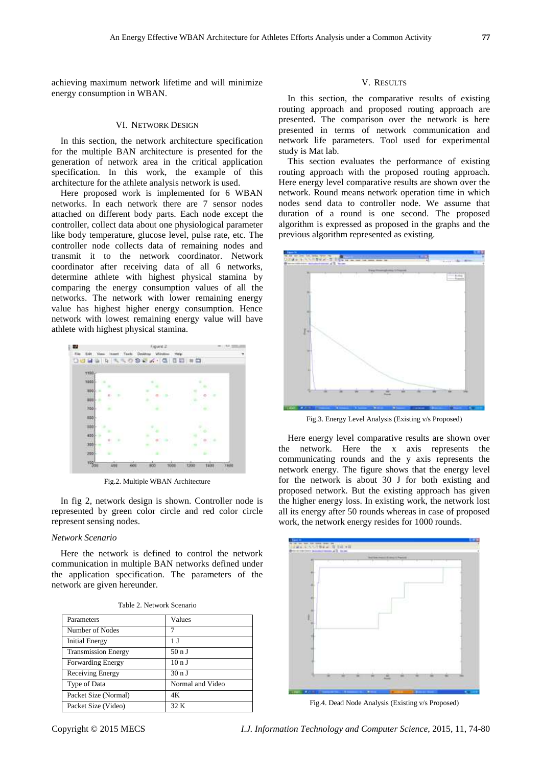achieving maximum network lifetime and will minimize energy consumption in WBAN.

## VI. Network Design

In this section, the network architecture specification for the multiple BAN architecture is presented for the generation of network area in the critical application specification. In this work, the example of this architecture for the athlete analysis network is used.

Here proposed work is implemented for 6 WBAN networks. In each network there are 7 sensor nodes attached on different body parts. Each node except the controller, collect data about one physiological parameter like body temperature, glucose level, pulse rate, etc. The controller node collects data of remaining nodes and transmit it to the network coordinator. Network coordinator after receiving data of all 6 networks, determine athlete with highest physical stamina by comparing the energy consumption values of all the networks. The network with lower remaining energy value has highest higher energy consumption. Hence network with lowest remaining energy value will have athlete with highest physical stamina.

Fig.2. Multiple WBAN Architecture

In fig 2, network design is shown. Controller node is represented by green color circle and red color circle represent sensing nodes.

*Network Scenario*

Here the network is defined to control the network communication in multiple BAN networks defined under the application specification. The parameters of the network are given hereunder.

Table 2. Network Scenario

| Parameters | Values |
|---|---|
| Number of Nodes | 7 |
| Initial Energy | 1 J |
| Transmission Energy | 50 n J |
| Forwarding Energy | 10 n J |
| Receiving Energy | 30 n J |
| Type of Data | Normal and Video |
| Packet Size (Normal) | 4K |
| Packet Size (Video) | 32 K |

## V. Results

In this section, the comparative results of existing routing approach and proposed routing approach are presented. The comparison over the network is here presented in terms of network communication and network life parameters. Tool used for experimental study is Mat lab.

This section evaluates the performance of existing routing approach with the proposed routing approach. Here energy level comparative results are shown over the network. Round means network operation time in which nodes send data to controller node. We assume that duration of a round is one second. The proposed algorithm is expressed as proposed in the graphs and the previous algorithm represented as existing.

Fig.3. Energy Level Analysis (Existing v/s Proposed)

Here energy level comparative results are shown over the network. Here the x axis represents the communicating rounds and the y axis represents the network energy. The figure shows that the energy level for the network is about 30 J for both existing and proposed network. But the existing approach has given the higher energy loss. In existing work, the network lost all its energy after 50 rounds whereas in case of proposed work, the network energy resides for 1000 rounds.

Fig.4. Dead Node Analysis (Existing v/s Proposed)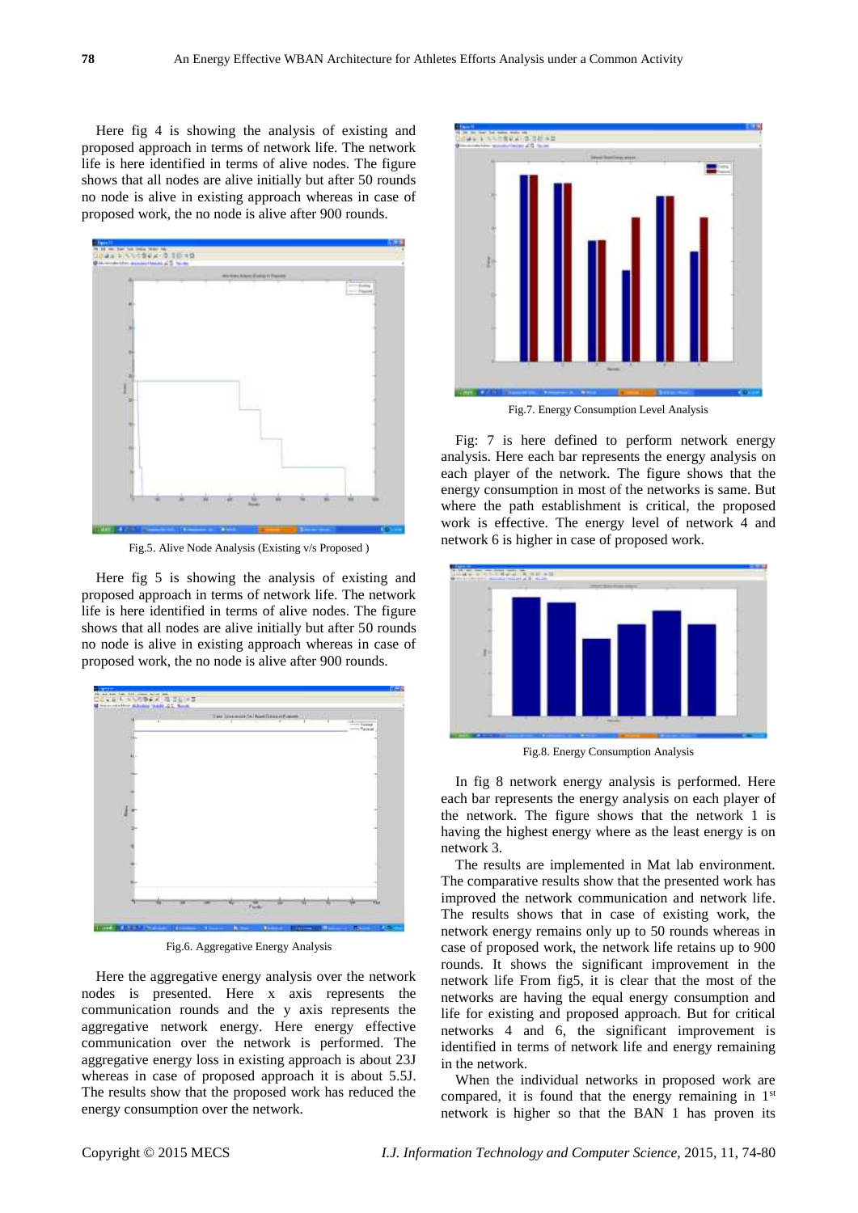Here fig 4 is showing the analysis of existing and proposed approach in terms of network life. The network life is here identified in terms of alive nodes. The figure shows that all nodes are alive initially but after 50 rounds no node is alive in existing approach whereas in case of proposed work, the no node is alive after 900 rounds.

Fig.5. Alive Node Analysis (Existing v/s Proposed )

Here fig 5 is showing the analysis of existing and proposed approach in terms of network life. The network life is here identified in terms of alive nodes. The figure shows that all nodes are alive initially but after 50 rounds no node is alive in existing approach whereas in case of proposed work, the no node is alive after 900 rounds.

Fig.6. Aggregative Energy Analysis

Here the aggregative energy analysis over the network nodes is presented. Here x axis represents the communication rounds and the y axis represents the aggregative network energy. Here energy effective communication over the network is performed. The aggregative energy loss in existing approach is about 23J whereas in case of proposed approach it is about 5.5J. The results show that the proposed work has reduced the energy consumption over the network.

Fig.7. Energy Consumption Level Analysis

Fig: 7 is here defined to perform network energy analysis. Here each bar represents the energy analysis on each player of the network. The figure shows that the energy consumption in most of the networks is same. But where the path establishment is critical, the proposed work is effective. The energy level of network 4 and network 6 is higher in case of proposed work.

Fig.8. Energy Consumption Analysis

In fig 8 network energy analysis is performed. Here each bar represents the energy analysis on each player of the network. The figure shows that the network 1 is having the highest energy where as the least energy is on network 3.

The results are implemented in Mat lab environment. The comparative results show that the presented work has improved the network communication and network life. The results shows that in case of existing work, the network energy remains only up to 50 rounds whereas in case of proposed work, the network life retains up to 900 rounds. It shows the significant improvement in the network life From fig5, it is clear that the most of the networks are having the equal energy consumption and life for existing and proposed approach. But for critical networks 4 and 6, the significant improvement is identified in terms of network life and energy remaining in the network.

When the individual networks in proposed work are compared, it is found that the energy remaining in 1st network is higher so that the BAN 1 has proven its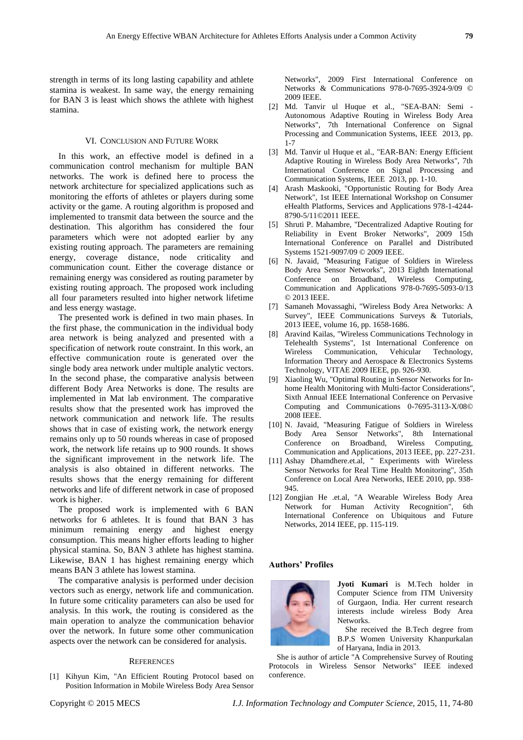strength in terms of its long lasting capability and athlete stamina is weakest. In same way, the energy remaining for BAN 3 is least which shows the athlete with highest stamina.

## VI. Conclusion and Future Work

In this work, an effective model is defined in a communication control mechanism for multiple BAN networks. The work is defined here to process the network architecture for specialized applications such as monitoring the efforts of athletes or players during some activity or the game. A routing algorithm is proposed and implemented to transmit data between the source and the destination. This algorithm has considered the four parameters which were not adopted earlier by any existing routing approach. The parameters are remaining energy, coverage distance, node criticality and communication count. Either the coverage distance or remaining energy was considered as routing parameter by existing routing approach. The proposed work including all four parameters resulted into higher network lifetime and less energy wastage.

The presented work is defined in two main phases. In the first phase, the communication in the individual body area network is being analyzed and presented with a specification of network route constraint. In this work, an effective communication route is generated over the single body area network under multiple analytic vectors. In the second phase, the comparative analysis between different Body Area Networks is done. The results are implemented in Mat lab environment. The comparative results show that the presented work has improved the network communication and network life. The results shows that in case of existing work, the network energy remains only up to 50 rounds whereas in case of proposed work, the network life retains up to 900 rounds. It shows the significant improvement in the network life. The analysis is also obtained in different networks. The results shows that the energy remaining for different networks and life of different network in case of proposed work is higher.

The proposed work is implemented with 6 BAN networks for 6 athletes. It is found that BAN 3 has minimum remaining energy and highest energy consumption. This means higher efforts leading to higher physical stamina. So, BAN 3 athlete has highest stamina. Likewise, BAN 1 has highest remaining energy which means BAN 3 athlete has lowest stamina.

The comparative analysis is performed under decision vectors such as energy, network life and communication. In future some criticality parameters can also be used for analysis. In this work, the routing is considered as the main operation to analyze the communication behavior over the network. In future some other communication aspects over the network can be considered for analysis.

## References

[1] Kihyun Kim, "An Efficient Routing Protocol based on Position Information in Mobile Wireless Body Area Sensor Networks", 2009 First International Conference on Networks & Communications 978-0-7695-3924-9/09 © 2009 IEEE.

[2] Md. Tanvir ul Huque et al., "SEA-BAN: Semi - Autonomous Adaptive Routing in Wireless Body Area Networks", 7th International Conference on Signal Processing and Communication Systems, IEEE 2013, pp. 1-7

[3] Md. Tanvir ul Huque et al., "EAR-BAN: Energy Efficient Adaptive Routing in Wireless Body Area Networks", 7th International Conference on Signal Processing and Communication Systems, IEEE 2013, pp. 1-10.

[4] Arash Maskooki, "Opportunistic Routing for Body Area Network", 1st IEEE International Workshop on Consumer eHealth Platforms, Services and Applications 978-1-4244-8790-5/11©2011 IEEE.

[5] Shruti P. Mahambre, "Decentralized Adaptive Routing for Reliability in Event Broker Networks", 2009 15th International Conference on Parallel and Distributed Systems 1521-9097/09 © 2009 IEEE.

[6] N. Javaid, "Measuring Fatigue of Soldiers in Wireless Body Area Sensor Networks", 2013 Eighth International Conference on Broadband, Wireless Computing, Communication and Applications 978-0-7695-5093-0/13 © 2013 IEEE.

[7] Samaneh Movassaghi, "Wireless Body Area Networks: A Survey", IEEE Communications Surveys & Tutorials, 2013 IEEE, volume 16, pp. 1658-1686.

[8] Aravind Kailas, "Wireless Communications Technology in Telehealth Systems", 1st International Conference on Wireless Communication, Vehicular Technology, Information Theory and Aerospace & Electronics Systems Technology, VITAE 2009 IEEE, pp. 926-930.

[9] Xiaoling Wu, "Optimal Routing in Sensor Networks for In-home Health Monitoring with Multi-factor Considerations", Sixth Annual IEEE International Conference on Pervasive Computing and Communications 0-7695-3113-X/08© 2008 IEEE.

[10] N. Javaid, "Measuring Fatigue of Soldiers in Wireless Body Area Sensor Networks", 8th International Conference on Broadband, Wireless Computing, Communication and Applications, 2013 IEEE, pp. 227-231.

[11] Ashay Dhamdhere.et.al, " Experiments with Wireless Sensor Networks for Real Time Health Monitoring", 35th Conference on Local Area Networks, IEEE 2010, pp. 938-945.

[12] Zongjian He .et.al, "A Wearable Wireless Body Area Network for Human Activity Recognition", 6th International Conference on Ubiquitous and Future Networks, 2014 IEEE, pp. 115-119.

## Authors' Profiles

**Jyoti Kumari** is M.Tech holder in Computer Science from ITM University of Gurgaon, India. Her current research interests include wireless Body Area Networks.

She received the B.Tech degree from B.P.S Women University Khanpurkalan of Haryana, India in 2013.

She is author of article "A Comprehensive Survey of Routing Protocols in Wireless Sensor Networks" IEEE indexed conference.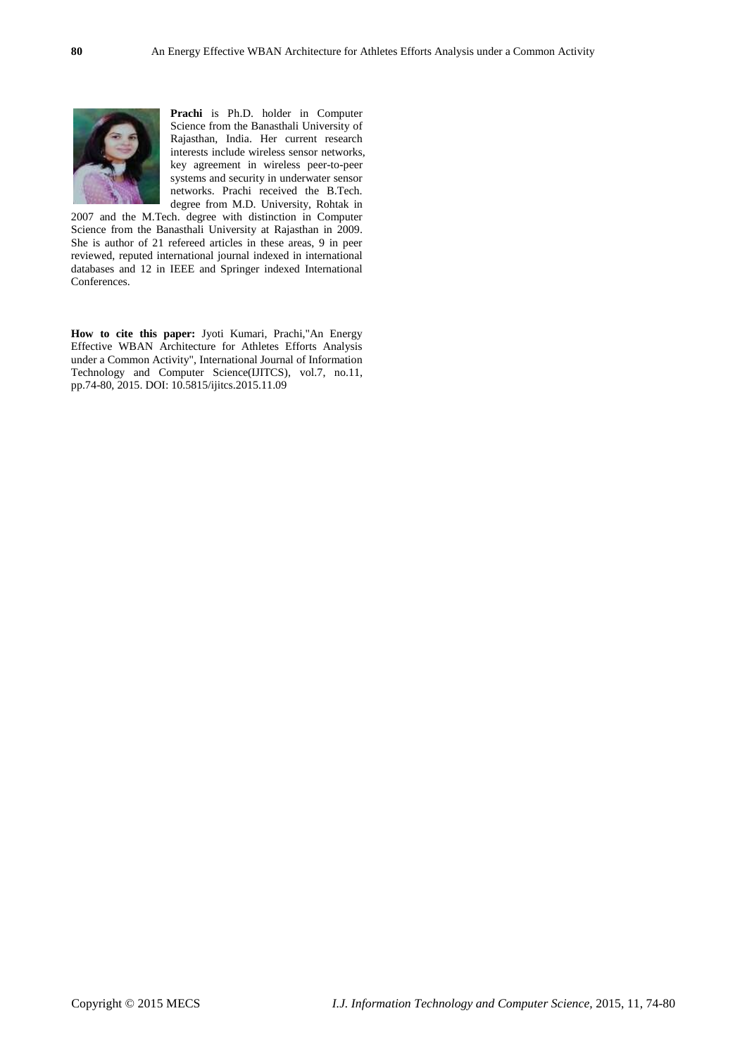**Prachi** is Ph.D. holder in Computer Science from the Banasthali University of Rajasthan, India. Her current research interests include wireless sensor networks, key agreement in wireless peer-to-peer systems and security in underwater sensor networks. Prachi received the B.Tech. degree from M.D. University, Rohtak in 2007 and the M.Tech. degree with distinction in Computer Science from the Banasthali University at Rajasthan in 2009. She is author of 21 refereed articles in these areas, 9 in peer reviewed, reputed international journal indexed in international databases and 12 in IEEE and Springer indexed International Conferences.

**How to cite this paper:** Jyoti Kumari, Prachi,"An Energy Effective WBAN Architecture for Athletes Efforts Analysis under a Common Activity", International Journal of Information Technology and Computer Science(IJITCS), vol.7, no.11, pp.74-80, 2015. DOI: 10.5815/ijitcs.2015.11.09